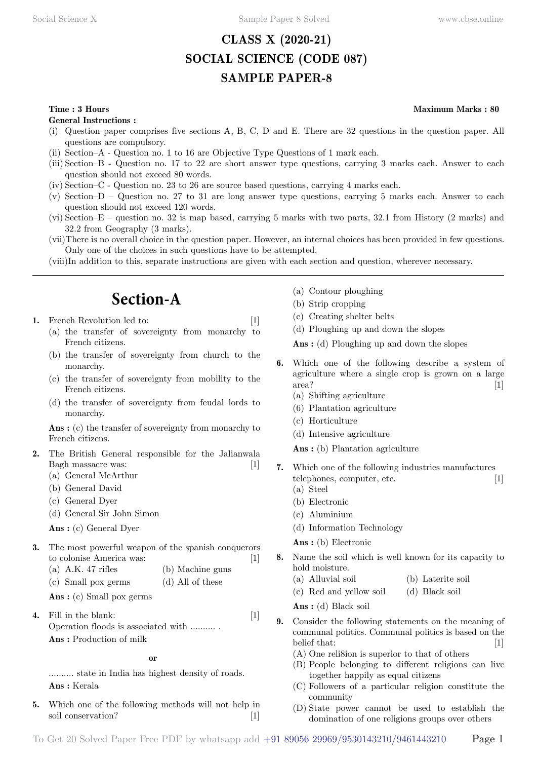# CLASS X (2020-21)
# SOCIAL SCIENCE (CODE 087)
# SAMPLE PAPER-8

**Time : 3 Hours** **Maximum Marks : 80**

**General Instructions :**

(i) Question paper comprises five sections A, B, C, D and E. There are 32 questions in the question paper. All questions are compulsory.

(ii) Section–A - Question no. 1 to 16 are Objective Type Questions of 1 mark each.

(iii) Section–B - Question no. 17 to 22 are short answer type questions, carrying 3 marks each. Answer to each question should not exceed 80 words.

(iv) Section–C - Question no. 23 to 26 are source based questions, carrying 4 marks each.

(v) Section–D – Question no. 27 to 31 are long answer type questions, carrying 5 marks each. Answer to each question should not exceed 120 words.

(vi) Section–E – question no. 32 is map based, carrying 5 marks with two parts, 32.1 from History (2 marks) and 32.2 from Geography (3 marks).

(vii) There is no overall choice in the question paper. However, an internal choices has been provided in few questions. Only one of the choices in such questions have to be attempted.

(viii) In addition to this, separate instructions are given with each section and question, wherever necessary.

---

## Section-A

**1.** French Revolution led to: [1]

(a) the transfer of sovereignty from monarchy to French citizens.

(b) the transfer of sovereignty from church to the monarchy.

(c) the transfer of sovereignty from mobility to the French citizens.

(d) the transfer of sovereignty from feudal lords to monarchy.

**Ans :** (c) the transfer of sovereignty from monarchy to French citizens.

**2.** The British General responsible for the Jalianwala Bagh massacre was: [1]

(a) General McArthur

(b) General David

(c) General Dyer

(d) General Sir John Simon

**Ans :** (c) General Dyer

**3.** The most powerful weapon of the spanish conquerors to colonise America was: [1]

(a) A.K. 47 rifles

(b) Machine guns

(c) Small pox germs

(d) All of these

**Ans :** (c) Small pox germs

**4.** Fill in the blank: [1]

Operation floods is associated with .......... .

**Ans :** Production of milk

**or**

.......... state in India has highest density of roads.

**Ans :** Kerala

**5.** Which one of the following methods will not help in soil conservation? [1]

(a) Contour ploughing

(b) Strip cropping

(c) Creating shelter belts

(d) Ploughing up and down the slopes

**Ans :** (d) Ploughing up and down the slopes

**6.** Which one of the following describe a system of agriculture where a single crop is grown on a large area? [1]

(a) Shifting agriculture

(6) Plantation agriculture

(c) Horticulture

(d) Intensive agriculture

**Ans :** (b) Plantation agriculture

**7.** Which one of the following industries manufactures telephones, computer, etc. [1]

(a) Steel

(b) Electronic

(c) Aluminium

(d) Information Technology

**Ans :** (b) Electronic

**8.** Name the soil which is well known for its capacity to hold moisture.

(a) Alluvial soil

(b) Laterite soil

(c) Red and yellow soil

(d) Black soil

**Ans :** (d) Black soil

**9.** Consider the following statements on the meaning of communal politics. Communal politics is based on the belief that: [1]

(A) One reli8ion is superior to that of others

(B) People belonging to different religions can live together happily as equal citizens

(C) Followers of a particular religion constitute the community

(D) State power cannot be used to establish the domination of one religions groups over others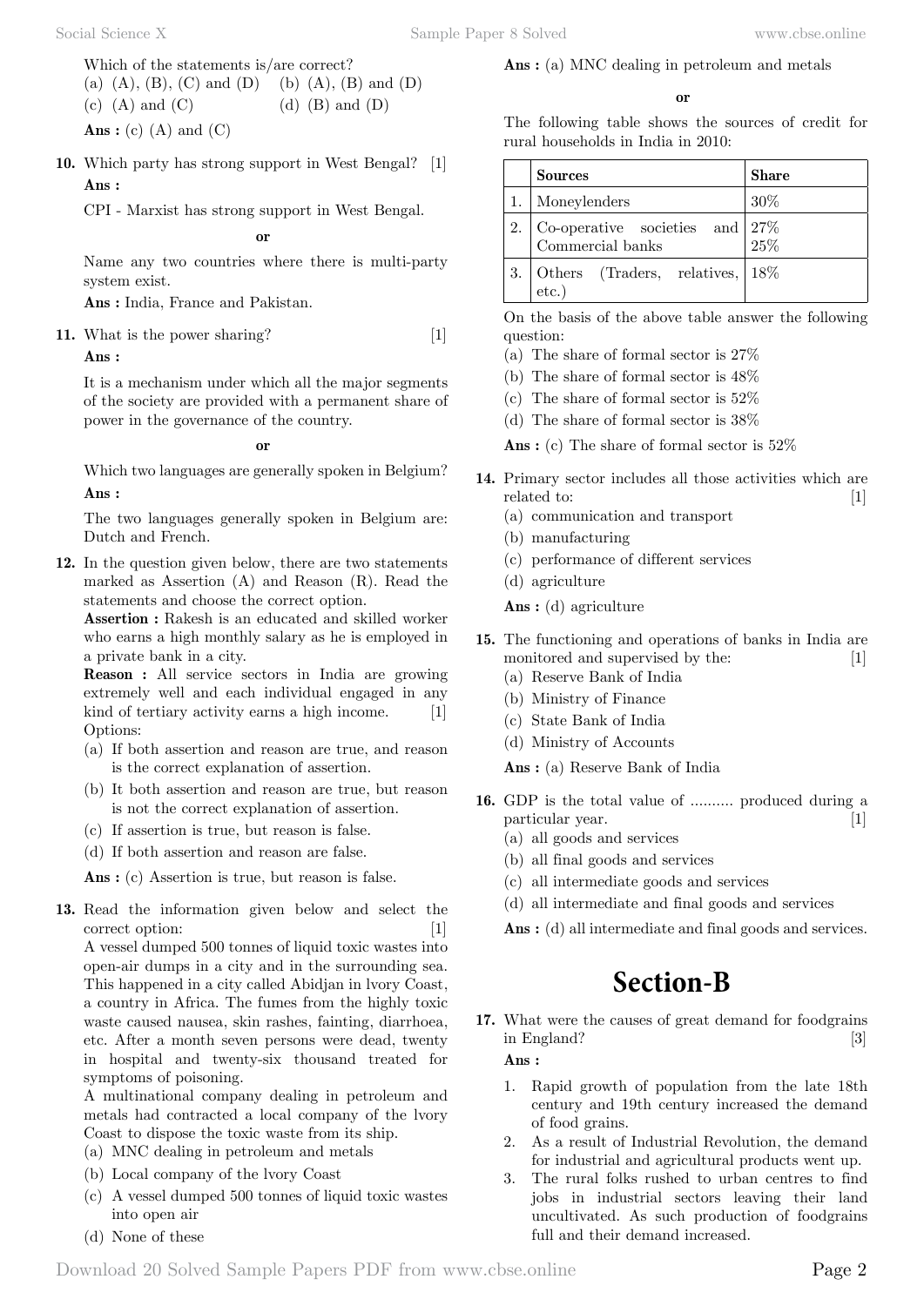Which of the statements is/are correct?

(a) (A), (B), (C) and (D) (b) (A), (B) and (D)

(c) (A) and (C) (d) (B) and (D)

**Ans :** (c) (A) and (C)

**10.** Which party has strong support in West Bengal? [1]

**Ans :**

CPI - Marxist has strong support in West Bengal.

**or**

Name any two countries where there is multi-party system exist.

**Ans :** India, France and Pakistan.

**11.** What is the power sharing? [1]

**Ans :**

It is a mechanism under which all the major segments of the society are provided with a permanent share of power in the governance of the country.

**or**

Which two languages are generally spoken in Belgium?

**Ans :**

The two languages generally spoken in Belgium are: Dutch and French.

**12.** In the question given below, there are two statements marked as Assertion (A) and Reason (R). Read the statements and choose the correct option.

**Assertion :** Rakesh is an educated and skilled worker who earns a high monthly salary as he is employed in a private bank in a city.

**Reason :** All service sectors in India are growing extremely well and each individual engaged in any kind of tertiary activity earns a high income. [1]

Options:

(a) If both assertion and reason are true, and reason is the correct explanation of assertion.

(b) It both assertion and reason are true, but reason is not the correct explanation of assertion.

(c) If assertion is true, but reason is false.

(d) If both assertion and reason are false.

**Ans :** (c) Assertion is true, but reason is false.

**13.** Read the information given below and select the correct option: [1]

A vessel dumped 500 tonnes of liquid toxic wastes into open-air dumps in a city and in the surrounding sea. This happened in a city called Abidjan in lvory Coast, a country in Africa. The fumes from the highly toxic waste caused nausea, skin rashes, fainting, diarrhoea, etc. After a month seven persons were dead, twenty in hospital and twenty-six thousand treated for symptoms of poisoning.

A multinational company dealing in petroleum and metals had contracted a local company of the lvory Coast to dispose the toxic waste from its ship.

(a) MNC dealing in petroleum and metals

(b) Local company of the lvory Coast

(c) A vessel dumped 500 tonnes of liquid toxic wastes into open air

(d) None of these

**Ans :** (a) MNC dealing in petroleum and metals

**or**

The following table shows the sources of credit for rural households in India in 2010:

| | Sources | Share |
|---|---|---|
| 1. | Moneylenders | 30% |
| 2. | Co-operative societies and Commercial banks | 27% 25% |
| 3. | Others (Traders, relatives, etc.) | 18% |

On the basis of the above table answer the following question:

(a) The share of formal sector is 27%

(b) The share of formal sector is 48%

(c) The share of formal sector is 52%

(d) The share of formal sector is 38%

**Ans :** (c) The share of formal sector is 52%

**14.** Primary sector includes all those activities which are related to: [1]

(a) communication and transport

(b) manufacturing

(c) performance of different services

(d) agriculture

**Ans :** (d) agriculture

**15.** The functioning and operations of banks in India are monitored and supervised by the: [1]

(a) Reserve Bank of India

(b) Ministry of Finance

(c) State Bank of India

(d) Ministry of Accounts

**Ans :** (a) Reserve Bank of India

**16.** GDP is the total value of .......... produced during a particular year. [1]

(a) all goods and services

(b) all final goods and services

(c) all intermediate goods and services

(d) all intermediate and final goods and services

**Ans :** (d) all intermediate and final goods and services.

# Section-B

**17.** What were the causes of great demand for foodgrains in England? [3]

**Ans :**

1. Rapid growth of population from the late 18th century and 19th century increased the demand of food grains.
2. As a result of Industrial Revolution, the demand for industrial and agricultural products went up.
3. The rural folks rushed to urban centres to find jobs in industrial sectors leaving their land uncultivated. As such production of foodgrains full and their demand increased.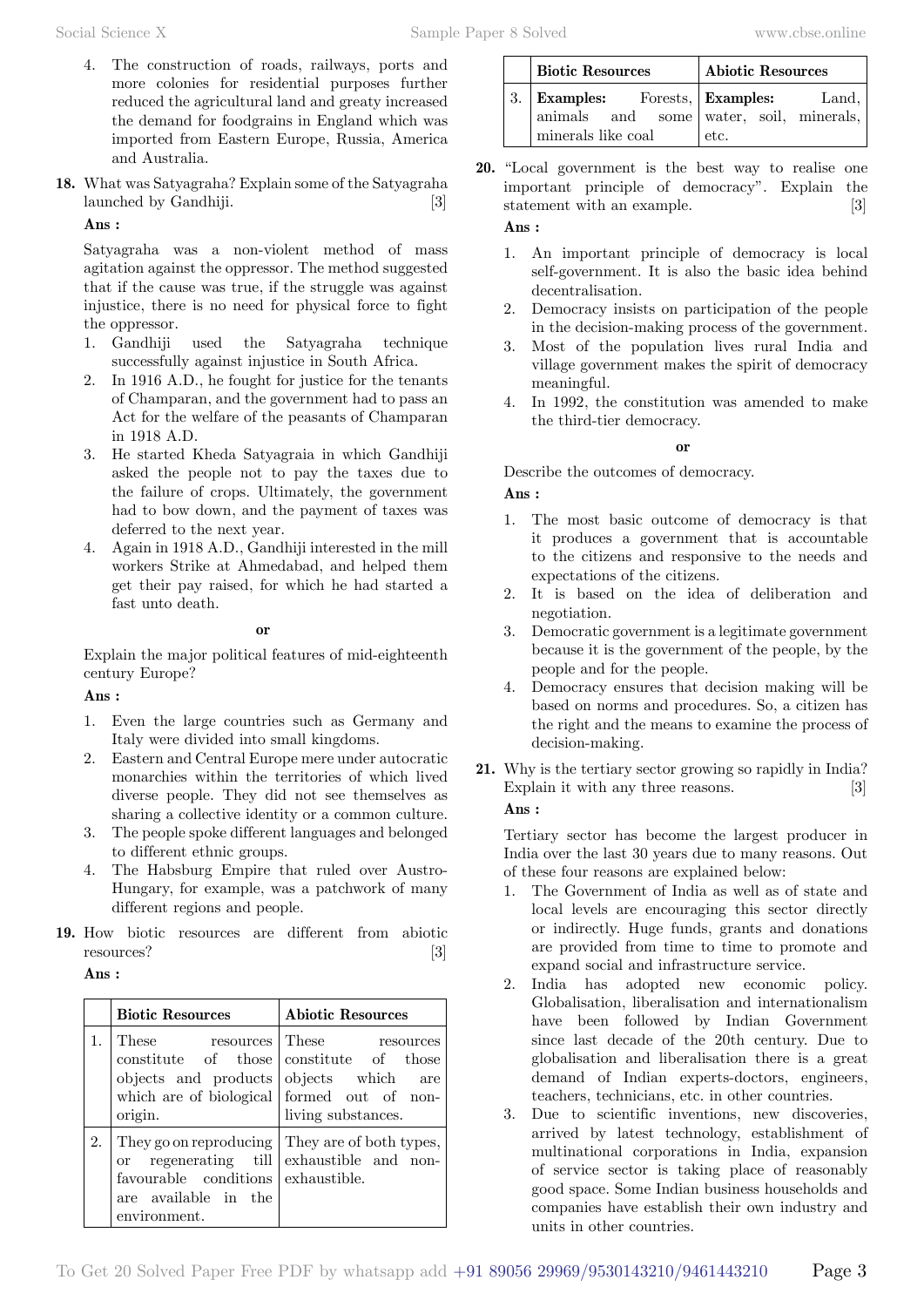4. The construction of roads, railways, ports and more colonies for residential purposes further reduced the agricultural land and greaty increased the demand for foodgrains in England which was imported from Eastern Europe, Russia, America and Australia.

**18.** What was Satyagraha? Explain some of the Satyagraha launched by Gandhiji. [3]

**Ans :**

Satyagraha was a non-violent method of mass agitation against the oppressor. The method suggested that if the cause was true, if the struggle was against injustice, there is no need for physical force to fight the oppressor.

1. Gandhiji used the Satyagraha technique successfully against injustice in South Africa.
2. In 1916 A.D., he fought for justice for the tenants of Champaran, and the government had to pass an Act for the welfare of the peasants of Champaran in 1918 A.D.
3. He started Kheda Satyagraia in which Gandhiji asked the people not to pay the taxes due to the failure of crops. Ultimately, the government had to bow down, and the payment of taxes was deferred to the next year.
4. Again in 1918 A.D., Gandhiji interested in the mill workers Strike at Ahmedabad, and helped them get their pay raised, for which he had started a fast unto death.

**or**

Explain the major political features of mid-eighteenth century Europe?

**Ans :**

1. Even the large countries such as Germany and Italy were divided into small kingdoms.
2. Eastern and Central Europe mere under autocratic monarchies within the territories of which lived diverse people. They did not see themselves as sharing a collective identity or a common culture.
3. The people spoke different languages and belonged to different ethnic groups.
4. The Habsburg Empire that ruled over Austro-Hungary, for example, was a patchwork of many different regions and people.

**19.** How biotic resources are different from abiotic resources? [3]

**Ans :**

| | Biotic Resources | Abiotic Resources |
|---|---|---|
| 1. | These resources constitute of those objects and products which are of biological origin. | These resources constitute of those objects which are formed out of non-living substances. |
| 2. | They go on reproducing or regenerating till favourable conditions are available in the environment. | They are of both types, exhaustible and non-exhaustible. |
| 3. | **Examples:** Forests, animals and some minerals like coal | **Examples:** Land, water, soil, minerals, etc. |

**20.** "Local government is the best way to realise one important principle of democracy". Explain the statement with an example. [3]

**Ans :**

1. An important principle of democracy is local self-government. It is also the basic idea behind decentralisation.
2. Democracy insists on participation of the people in the decision-making process of the government.
3. Most of the population lives rural India and village government makes the spirit of democracy meaningful.
4. In 1992, the constitution was amended to make the third-tier democracy.

**or**

Describe the outcomes of democracy.

**Ans :**

1. The most basic outcome of democracy is that it produces a government that is accountable to the citizens and responsive to the needs and expectations of the citizens.
2. It is based on the idea of deliberation and negotiation.
3. Democratic government is a legitimate government because it is the government of the people, by the people and for the people.
4. Democracy ensures that decision making will be based on norms and procedures. So, a citizen has the right and the means to examine the process of decision-making.

**21.** Why is the tertiary sector growing so rapidly in India? Explain it with any three reasons. [3]

**Ans :**

Tertiary sector has become the largest producer in India over the last 30 years due to many reasons. Out of these four reasons are explained below:

1. The Government of India as well as of state and local levels are encouraging this sector directly or indirectly. Huge funds, grants and donations are provided from time to time to promote and expand social and infrastructure service.
2. India has adopted new economic policy. Globalisation, liberalisation and internationalism have been followed by Indian Government since last decade of the 20th century. Due to globalisation and liberalisation there is a great demand of Indian experts-doctors, engineers, teachers, technicians, etc. in other countries.
3. Due to scientific inventions, new discoveries, arrived by latest technology, establishment of multinational corporations in India, expansion of service sector is taking place of reasonably good space. Some Indian business households and companies have establish their own industry and units in other countries.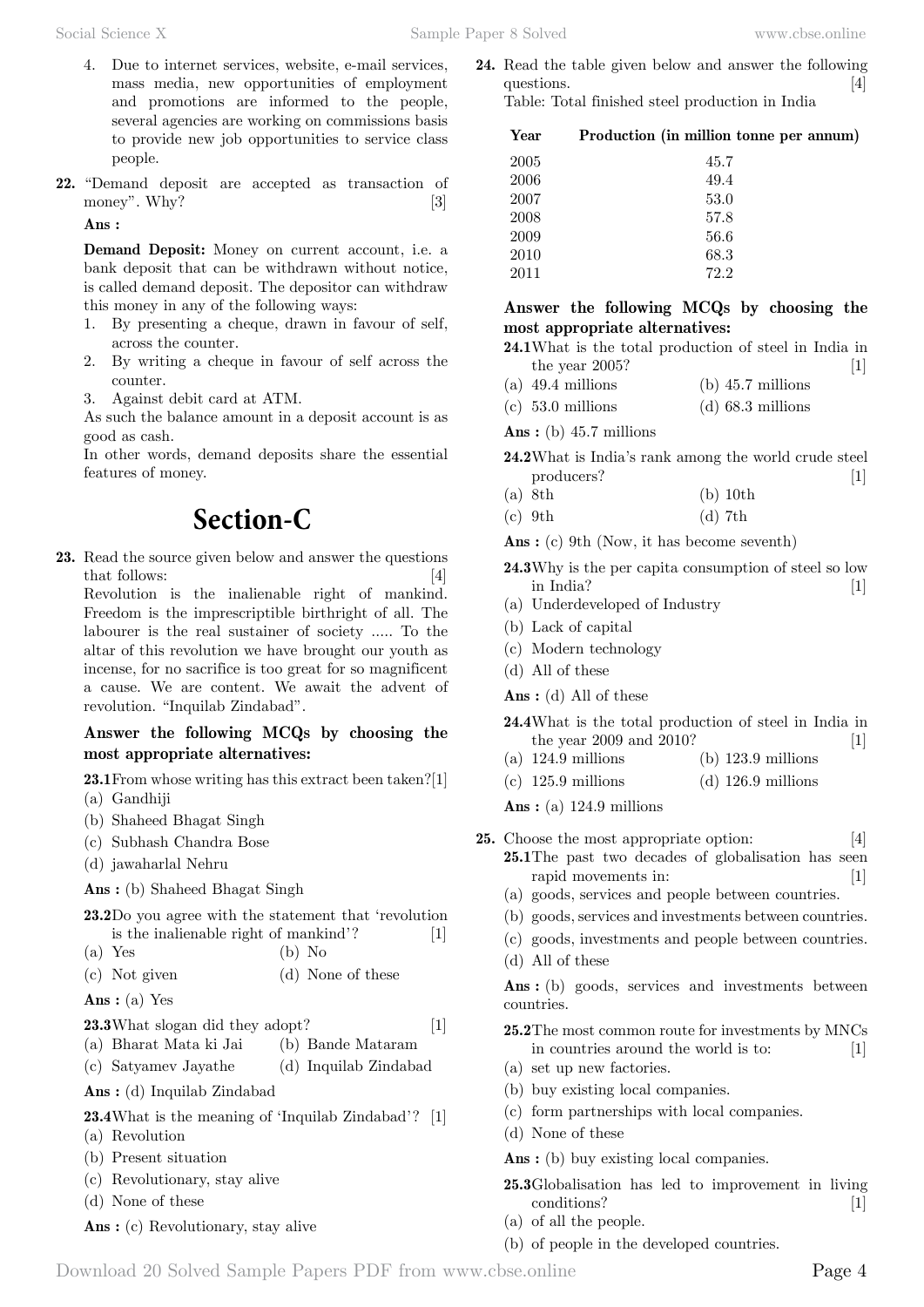4. Due to internet services, website, e-mail services, mass media, new opportunities of employment and promotions are informed to the people, several agencies are working on commissions basis to provide new job opportunities to service class people.

**22.** "Demand deposit are accepted as transaction of money". Why? [3]

**Ans :**

**Demand Deposit:** Money on current account, i.e. a bank deposit that can be withdrawn without notice, is called demand deposit. The depositor can withdraw this money in any of the following ways:

1. By presenting a cheque, drawn in favour of self, across the counter.
2. By writing a cheque in favour of self across the counter.
3. Against debit card at ATM.

As such the balance amount in a deposit account is as good as cash.

In other words, demand deposits share the essential features of money.

# Section-C

**23.** Read the source given below and answer the questions that follows: [4]

Revolution is the inalienable right of mankind. Freedom is the imprescriptible birthright of all. The labourer is the real sustainer of society ..... To the altar of this revolution we have brought our youth as incense, for no sacrifice is too great for so magnificent a cause. We are content. We await the advent of revolution. "Inquilab Zindabad".

**Answer the following MCQs by choosing the most appropriate alternatives:**

**23.1** From whose writing has this extract been taken? [1]

(a) Gandhiji
(b) Shaheed Bhagat Singh
(c) Subhash Chandra Bose
(d) jawaharlal Nehru

**Ans :** (b) Shaheed Bhagat Singh

**23.2** Do you agree with the statement that 'revolution is the inalienable right of mankind'? [1]

(a) Yes (b) No
(c) Not given (d) None of these

**Ans :** (a) Yes

**23.3** What slogan did they adopt? [1]

(a) Bharat Mata ki Jai (b) Bande Mataram
(c) Satyamev Jayathe (d) Inquilab Zindabad

**Ans :** (d) Inquilab Zindabad

**23.4** What is the meaning of 'Inquilab Zindabad'? [1]

(a) Revolution
(b) Present situation
(c) Revolutionary, stay alive
(d) None of these

**Ans :** (c) Revolutionary, stay alive

**24.** Read the table given below and answer the following questions. [4]

Table: Total finished steel production in India

| Year | Production (in million tonne per annum) |
|---|---|
| 2005 | 45.7 |
| 2006 | 49.4 |
| 2007 | 53.0 |
| 2008 | 57.8 |
| 2009 | 56.6 |
| 2010 | 68.3 |
| 2011 | 72.2 |

**Answer the following MCQs by choosing the most appropriate alternatives:**

**24.1** What is the total production of steel in India in the year 2005? [1]

(a) 49.4 millions (b) 45.7 millions
(c) 53.0 millions (d) 68.3 millions

**Ans :** (b) 45.7 millions

**24.2** What is India's rank among the world crude steel producers? [1]

(a) 8th (b) 10th
(c) 9th (d) 7th

**Ans :** (c) 9th (Now, it has become seventh)

**24.3** Why is the per capita consumption of steel so low in India? [1]

(a) Underdeveloped of Industry
(b) Lack of capital
(c) Modern technology
(d) All of these

**Ans :** (d) All of these

**24.4** What is the total production of steel in India in the year 2009 and 2010? [1]

(a) 124.9 millions (b) 123.9 millions
(c) 125.9 millions (d) 126.9 millions

**Ans :** (a) 124.9 millions

**25.** Choose the most appropriate option: [4]

**25.1** The past two decades of globalisation has seen rapid movements in: [1]

(a) goods, services and people between countries.
(b) goods, services and investments between countries.
(c) goods, investments and people between countries.
(d) All of these

**Ans :** (b) goods, services and investments between countries.

**25.2** The most common route for investments by MNCs in countries around the world is to: [1]

(a) set up new factories.
(b) buy existing local companies.
(c) form partnerships with local companies.
(d) None of these

**Ans :** (b) buy existing local companies.

**25.3** Globalisation has led to improvement in living conditions? [1]

(a) of all the people.
(b) of people in the developed countries.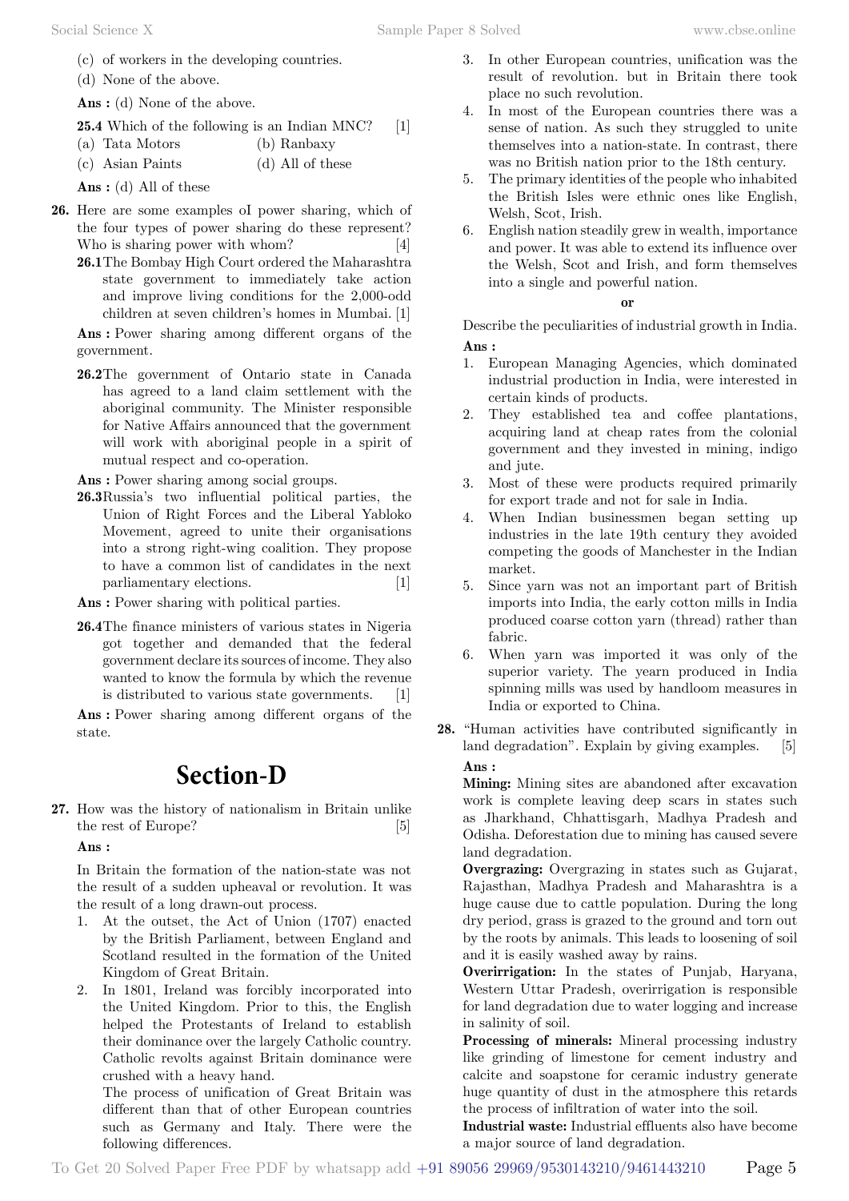(c) of workers in the developing countries.
(d) None of the above.

**Ans :** (d) None of the above.

**25.4** Which of the following is an Indian MNC? [1]
(a) Tata Motors
(b) Ranbaxy
(c) Asian Paints
(d) All of these

**Ans :** (d) All of these

**26.** Here are some examples oI power sharing, which of the four types of power sharing do these represent? Who is sharing power with whom? [4]

**26.1** The Bombay High Court ordered the Maharashtra state government to immediately take action and improve living conditions for the 2,000-odd children at seven children's homes in Mumbai. [1]

**Ans :** Power sharing among different organs of the government.

**26.2** The government of Ontario state in Canada has agreed to a land claim settlement with the aboriginal community. The Minister responsible for Native Affairs announced that the government will work with aboriginal people in a spirit of mutual respect and co-operation.

**Ans :** Power sharing among social groups.

**26.3** Russia's two influential political parties, the Union of Right Forces and the Liberal Yabloko Movement, agreed to unite their organisations into a strong right-wing coalition. They propose to have a common list of candidates in the next parliamentary elections. [1]

**Ans :** Power sharing with political parties.

**26.4** The finance ministers of various states in Nigeria got together and demanded that the federal government declare its sources of income. They also wanted to know the formula by which the revenue is distributed to various state governments. [1]

**Ans :** Power sharing among different organs of the state.

# Section-D

**27.** How was the history of nationalism in Britain unlike the rest of Europe? [5]

**Ans :**

In Britain the formation of the nation-state was not the result of a sudden upheaval or revolution. It was the result of a long drawn-out process.

1. At the outset, the Act of Union (1707) enacted by the British Parliament, between England and Scotland resulted in the formation of the United Kingdom of Great Britain.
2. In 1801, Ireland was forcibly incorporated into the United Kingdom. Prior to this, the English helped the Protestants of Ireland to establish their dominance over the largely Catholic country. Catholic revolts against Britain dominance were crushed with a heavy hand.
   The process of unification of Great Britain was different than that of other European countries such as Germany and Italy. There were the following differences.
3. In other European countries, unification was the result of revolution. but in Britain there took place no such revolution.
4. In most of the European countries there was a sense of nation. As such they struggled to unite themselves into a nation-state. In contrast, there was no British nation prior to the 18th century.
5. The primary identities of the people who inhabited the British Isles were ethnic ones like English, Welsh, Scot, Irish.
6. English nation steadily grew in wealth, importance and power. It was able to extend its influence over the Welsh, Scot and Irish, and form themselves into a single and powerful nation.

**or**

Describe the peculiarities of industrial growth in India.

**Ans :**

1. European Managing Agencies, which dominated industrial production in India, were interested in certain kinds of products.
2. They established tea and coffee plantations, acquiring land at cheap rates from the colonial government and they invested in mining, indigo and jute.
3. Most of these were products required primarily for export trade and not for sale in India.
4. When Indian businessmen began setting up industries in the late 19th century they avoided competing the goods of Manchester in the Indian market.
5. Since yarn was not an important part of British imports into India, the early cotton mills in India produced coarse cotton yarn (thread) rather than fabric.
6. When yarn was imported it was only of the superior variety. The yearn produced in India spinning mills was used by handloom measures in India or exported to China.

**28.** "Human activities have contributed significantly in land degradation". Explain by giving examples. [5]

**Ans :**

**Mining:** Mining sites are abandoned after excavation work is complete leaving deep scars in states such as Jharkhand, Chhattisgarh, Madhya Pradesh and Odisha. Deforestation due to mining has caused severe land degradation.

**Overgrazing:** Overgrazing in states such as Gujarat, Rajasthan, Madhya Pradesh and Maharashtra is a huge cause due to cattle population. During the long dry period, grass is grazed to the ground and torn out by the roots by animals. This leads to loosening of soil and it is easily washed away by rains.

**Overirrigation:** In the states of Punjab, Haryana, Western Uttar Pradesh, overirrigation is responsible for land degradation due to water logging and increase in salinity of soil.

**Processing of minerals:** Mineral processing industry like grinding of limestone for cement industry and calcite and soapstone for ceramic industry generate huge quantity of dust in the atmosphere this retards the process of infiltration of water into the soil.

**Industrial waste:** Industrial effluents also have become a major source of land degradation.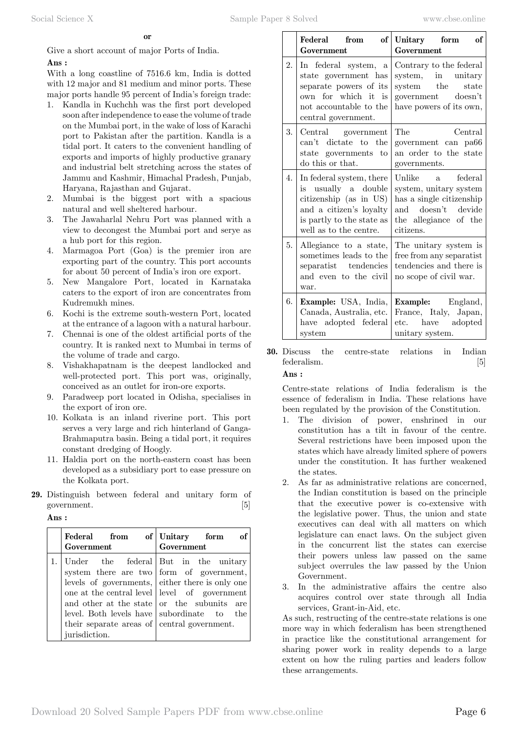**or**

Give a short account of major Ports of India.

**Ans :**

With a long coastline of 7516.6 km, India is dotted with 12 major and 81 medium and minor ports. These major ports handle 95 percent of India's foreign trade:

1. Kandla in Kuchchh was the first port developed soon after independence to ease the volume of trade on the Mumbai port, in the wake of loss of Karachi port to Pakistan after the partition. Kandla is a tidal port. It caters to the convenient handling of exports and imports of highly productive granary and industrial belt stretching across the states of Jammu and Kashmir, Himachal Pradesh, Punjab, Haryana, Rajasthan and Gujarat.
2. Mumbai is the biggest port with a spacious natural and well sheltered harbour.
3. The Jawaharlal Nehru Port was planned with a view to decongest the Mumbai port and serye as a hub port for this region.
4. Marmagoa Port (Goa) is the premier iron are exporting part of the country. This port accounts for about 50 percent of India's iron ore export.
5. New Mangalore Port, located in Karnataka caters to the export of iron are concentrates from Kudremukh mines.
6. Kochi is the extreme south-western Port, located at the entrance of a lagoon with a natural harbour.
7. Chennai is one of the oldest artificial ports of the country. It is ranked next to Mumbai in terms of the volume of trade and cargo.
8. Vishakhapatnam is the deepest landlocked and well-protected port. This port was, originally, conceived as an outlet for iron-ore exports.
9. Paradweep port located in Odisha, specialises in the export of iron ore.
10. Kolkata is an inland riverine port. This port serves a very large and rich hinterland of Ganga-Brahmaputra basin. Being a tidal port, it requires constant dredging of Hoogly.
11. Haldia port on the north-eastern coast has been developed as a subsidiary port to ease pressure on the Kolkata port.

**29.** Distinguish between federal and unitary form of government. [5]

**Ans :**

| | **Federal from of Government** | **Unitary form of Government** |
|---|---|---|
| 1. | Under the federal system there are two levels of governments, one at the central level and other at the state level. Both levels have their separate areas of jurisdiction. | But in the unitary form of government, either there is only one level of government or the subunits are subordinate to the central government. |
| 2. | In federal system, a state government has separate powers of its own for which it is not accountable to the central government. | Contrary to the federal system, in unitary system the state government doesn't have powers of its own, |
| 3. | Central government can't dictate to the state governments to do this or that. | The Central government can pa66 an order to the state governments. |
| 4. | In federal system, there is usually a double citizenship (as in US) and a citizen's loyalty is partly to the state as well as to the centre. | Unlike a federal system, unitary system has a single citizenship and doesn't devide the allegiance of the citizens. |
| 5. | Allegiance to a state, sometimes leads to the separatist tendencies and even to the civil war. | The unitary system is free from any separatist tendencies and there is no scope of civil war. |
| 6. | **Example:** USA, India, Canada, Australia, etc. have adopted federal system | **Example:** England, France, Italy, Japan, etc. have adopted unitary system. |

**30.** Discuss the centre-state relations in Indian federalism. [5]

**Ans :**

Centre-state relations of India federalism is the essence of federalism in India. These relations have been regulated by the provision of the Constitution.

1. The division of power, enshrined in our constitution has a tilt in favour of the centre. Several restrictions have been imposed upon the states which have already limited sphere of powers under the constitution. It has further weakened the states.
2. As far as administrative relations are concerned, the Indian constitution is based on the principle that the executive power is co-extensive with the legislative power. Thus, the union and state executives can deal with all matters on which legislature can enact laws. On the subject given in the concurrent list the states can exercise their powers unless law passed on the same subject overrules the law passed by the Union Government.
3. In the administrative affairs the centre also acquires control over state through all India services, Grant-in-Aid, etc.

As such, restructing of the centre-state relations is one more way in which federalism has been strengthened in practice like the constitutional arrangement for sharing power work in reality depends to a large extent on how the ruling parties and leaders follow these arrangements.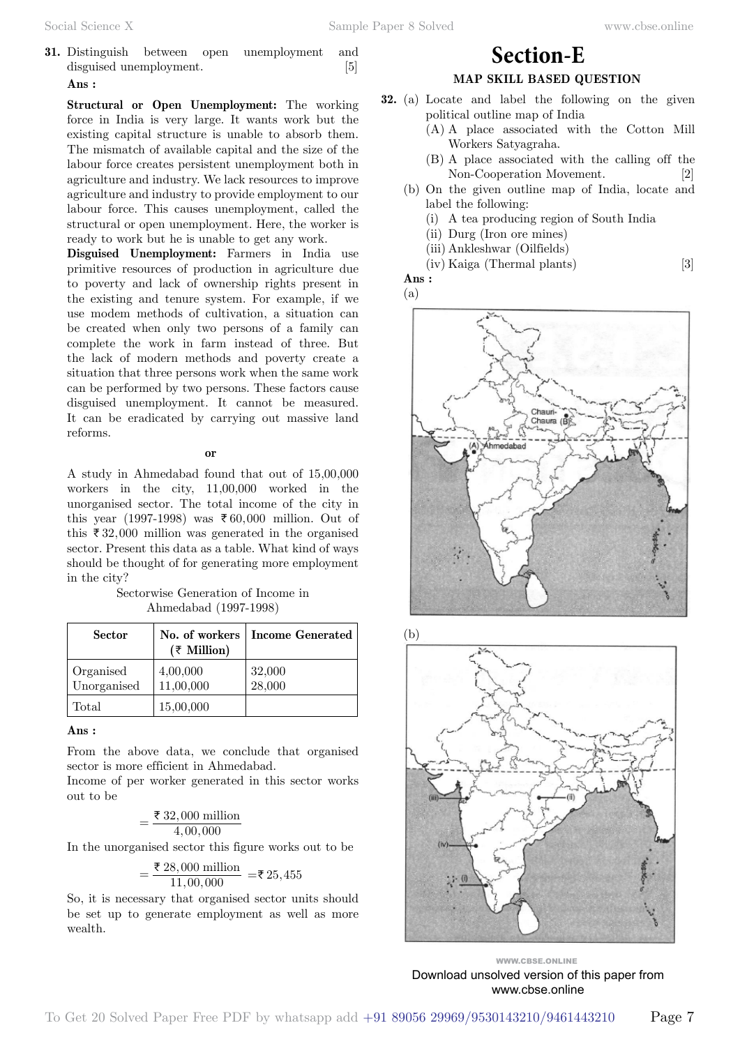**31.** Distinguish between open unemployment and disguised unemployment. [5]

**Ans :**

**Structural or Open Unemployment:** The working force in India is very large. It wants work but the existing capital structure is unable to absorb them. The mismatch of available capital and the size of the labour force creates persistent unemployment both in agriculture and industry. We lack resources to improve agriculture and industry to provide employment to our labour force. This causes unemployment, called the structural or open unemployment. Here, the worker is ready to work but he is unable to get any work.

**Disguised Unemployment:** Farmers in India use primitive resources of production in agriculture due to poverty and lack of ownership rights present in the existing and tenure system. For example, if we use modem methods of cultivation, a situation can be created when only two persons of a family can complete the work in farm instead of three. But the lack of modern methods and poverty create a situation that three persons work when the same work can be performed by two persons. These factors cause disguised unemployment. It cannot be measured. It can be eradicated by carrying out massive land reforms.

**or**

A study in Ahmedabad found that out of 15,00,000 workers in the city, 11,00,000 worked in the unorganised sector. The total income of the city in this year (1997-1998) was ₹60,000 million. Out of this ₹32,000 million was generated in the organised sector. Present this data as a table. What kind of ways should be thought of for generating more employment in the city?

Sectorwise Generation of Income in Ahmedabad (1997-1998)

| Sector | No. of workers (₹ Million) | Income Generated |
|---|---|---|
| Organised<br>Unorganised | 4,00,000<br>11,00,000 | 32,000<br>28,000 |
| Total | 15,00,000 | |

**Ans :**

From the above data, we conclude that organised sector is more efficient in Ahmedabad.

Income of per worker generated in this sector works out to be

$$= \frac{₹\ 32,000 \text{ million}}{4,00,000}$$

In the unorganised sector this figure works out to be

$$= \frac{₹\ 28,000 \text{ million}}{11,00,000} = ₹\ 25,455$$

So, it is necessary that organised sector units should be set up to generate employment as well as more wealth.

# Section-E

## MAP SKILL BASED QUESTION

**32.** (a) Locate and label the following on the given political outline map of India

(A) A place associated with the Cotton Mill Workers Satyagraha.

(B) A place associated with the calling off the Non-Cooperation Movement. [2]

(b) On the given outline map of India, locate and label the following:

(i) A tea producing region of South India

(ii) Durg (Iron ore mines)

(iii) Ankleshwar (Oilfields)

(iv) Kaiga (Thermal plants) [3]

**Ans :**

(a)

Chauri-Chaura (B)

(A) Ahmedabad

(b)

(i)

(ii)

(iii)

(iv)